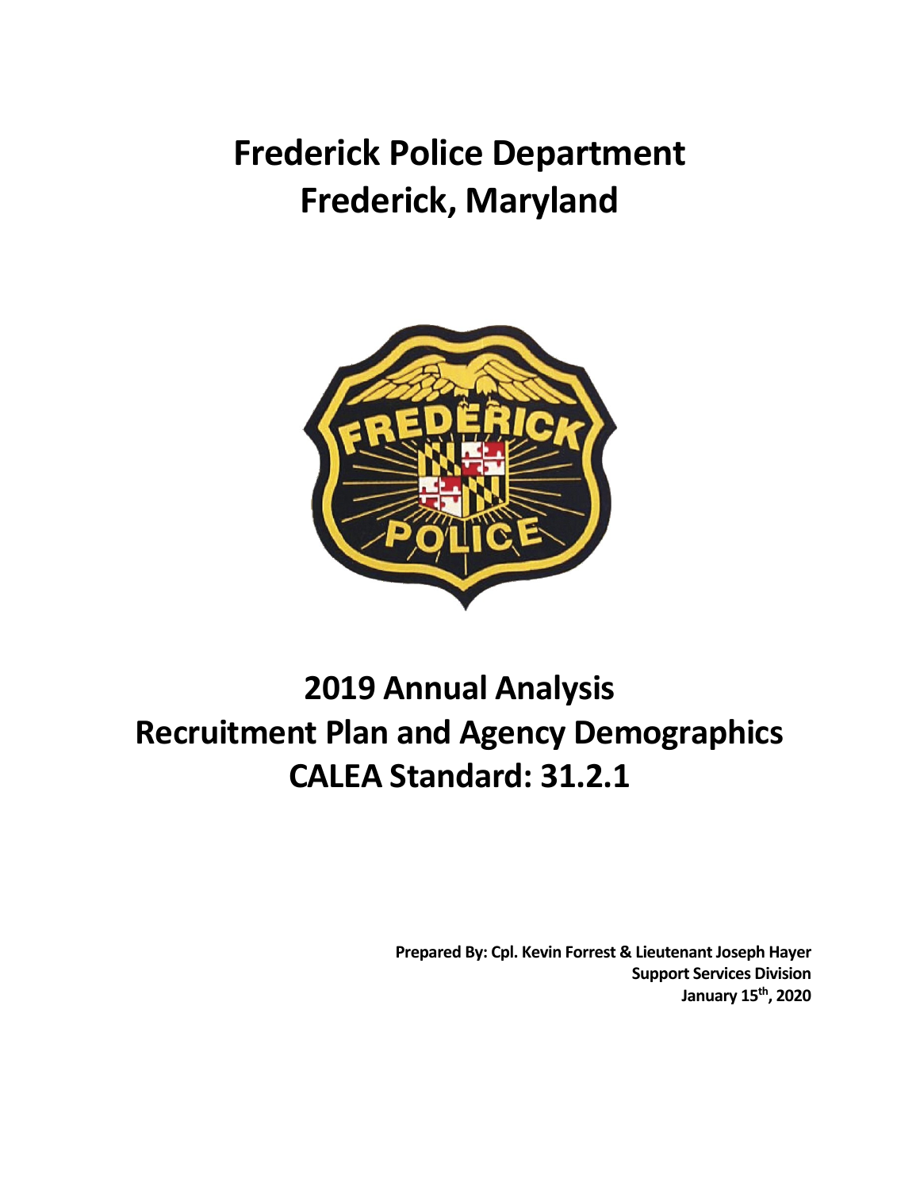# Frederick Police Department
# Frederick, Maryland

# 2019 Annual Analysis
# Recruitment Plan and Agency Demographics
# CALEA Standard: 31.2.1

**Prepared By: Cpl. Kevin Forrest & Lieutenant Joseph Hayer**
**Support Services Division**
**January 15th, 2020**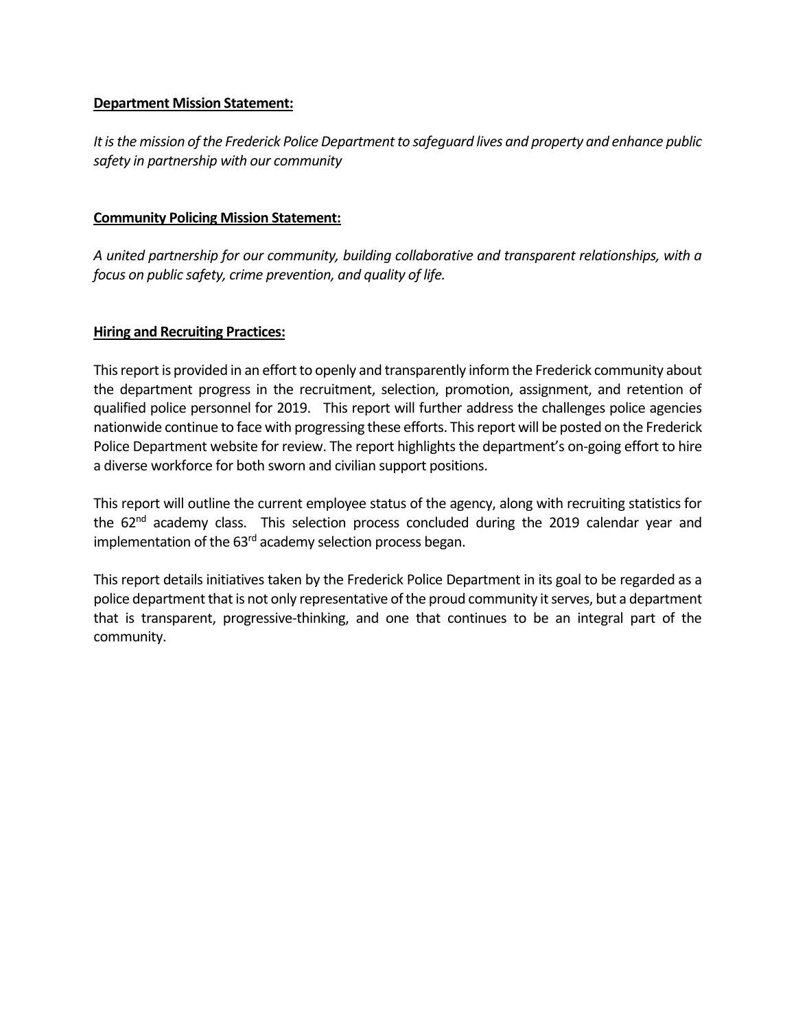**Department Mission Statement:**

*It is the mission of the Frederick Police Department to safeguard lives and property and enhance public safety in partnership with our community*

**Community Policing Mission Statement:**

*A united partnership for our community, building collaborative and transparent relationships, with a focus on public safety, crime prevention, and quality of life.*

**Hiring and Recruiting Practices:**

This report is provided in an effort to openly and transparently inform the Frederick community about the department progress in the recruitment, selection, promotion, assignment, and retention of qualified police personnel for 2019. This report will further address the challenges police agencies nationwide continue to face with progressing these efforts. This report will be posted on the Frederick Police Department website for review. The report highlights the department's on-going effort to hire a diverse workforce for both sworn and civilian support positions.

This report will outline the current employee status of the agency, along with recruiting statistics for the 62nd academy class. This selection process concluded during the 2019 calendar year and implementation of the 63rd academy selection process began.

This report details initiatives taken by the Frederick Police Department in its goal to be regarded as a police department that is not only representative of the proud community it serves, but a department that is transparent, progressive-thinking, and one that continues to be an integral part of the community.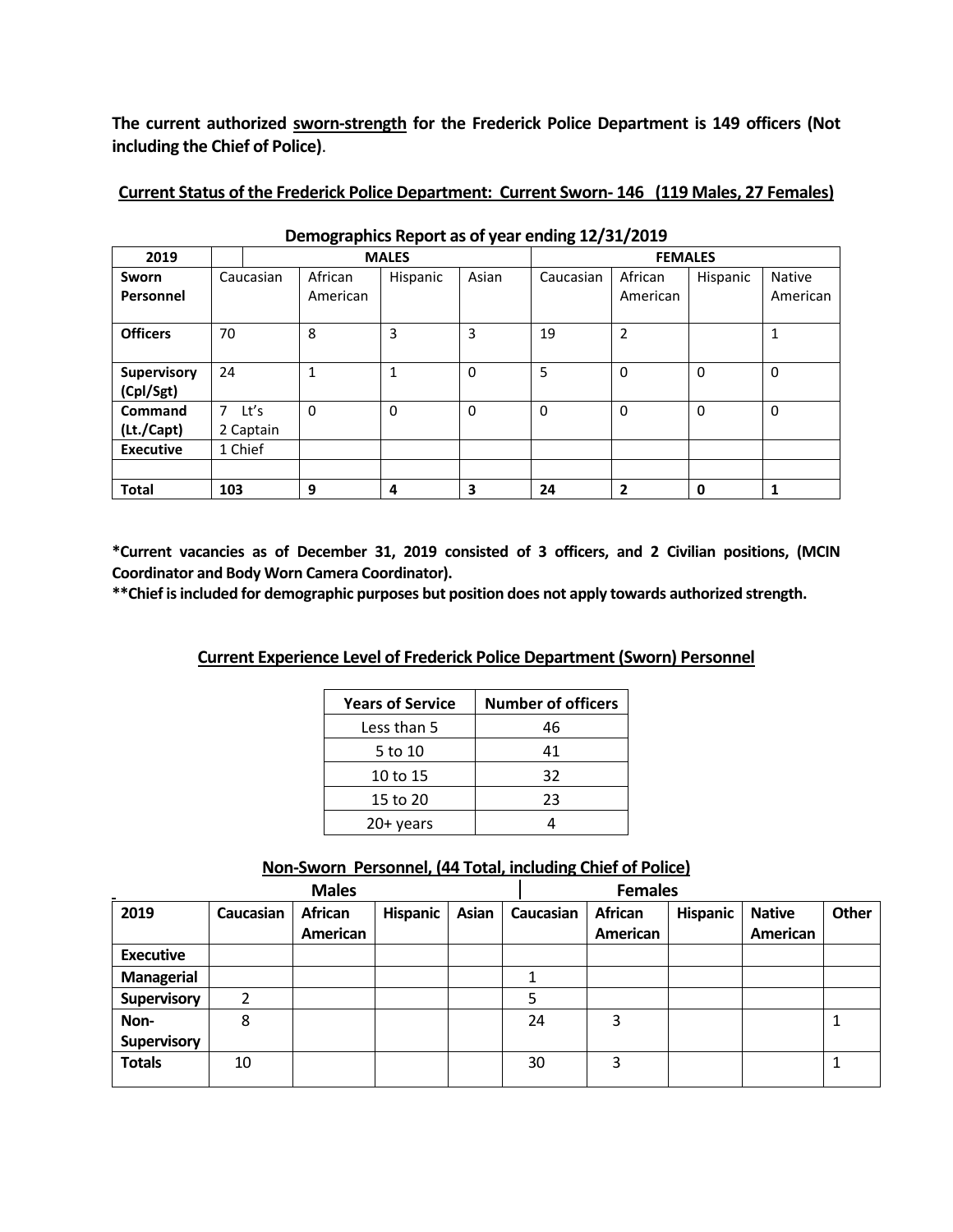**The current authorized sworn-strength for the Frederick Police Department is 149 officers (Not including the Chief of Police)**.

**Current Status of the Frederick Police Department: Current Sworn- 146 (119 Males, 27 Females)**

**Demographics Report as of year ending 12/31/2019**

| 2019 | MALES | | | | FEMALES | | | |
|---|---|---|---|---|---|---|---|---|
| **Sworn Personnel** | Caucasian | African American | Hispanic | Asian | Caucasian | African American | Hispanic | Native American |
| **Officers** | 70 | 8 | 3 | 3 | 19 | 2 | | 1 |
| **Supervisory (Cpl/Sgt)** | 24 | 1 | 1 | 0 | 5 | 0 | 0 | 0 |
| **Command (Lt./Capt)** | 7 Lt's 2 Captain | 0 | 0 | 0 | 0 | 0 | 0 | 0 |
| **Executive** | 1 Chief | | | | | | | |
| | | | | | | | | |
| **Total** | **103** | **9** | **4** | **3** | **24** | **2** | **0** | **1** |

**\*Current vacancies as of December 31, 2019 consisted of 3 officers, and 2 Civilian positions, (MCIN Coordinator and Body Worn Camera Coordinator).**
**\*\*Chief is included for demographic purposes but position does not apply towards authorized strength.**

**Current Experience Level of Frederick Police Department (Sworn) Personnel**

| Years of Service | Number of officers |
|---|---|
| Less than 5 | 46 |
| 5 to 10 | 41 |
| 10 to 15 | 32 |
| 15 to 20 | 23 |
| 20+ years | 4 |

**Non-Sworn Personnel, (44 Total, including Chief of Police)**

| | Males | | | | Females | | | | |
|---|---|---|---|---|---|---|---|---|---|
| **2019** | **Caucasian** | **African American** | **Hispanic** | **Asian** | **Caucasian** | **African American** | **Hispanic** | **Native American** | **Other** |
| **Executive** | | | | | | | | | |
| **Managerial** | | | | | 1 | | | | |
| **Supervisory** | 2 | | | | 5 | | | | |
| **Non-Supervisory** | 8 | | | | 24 | 3 | | | 1 |
| **Totals** | 10 | | | | 30 | 3 | | | 1 |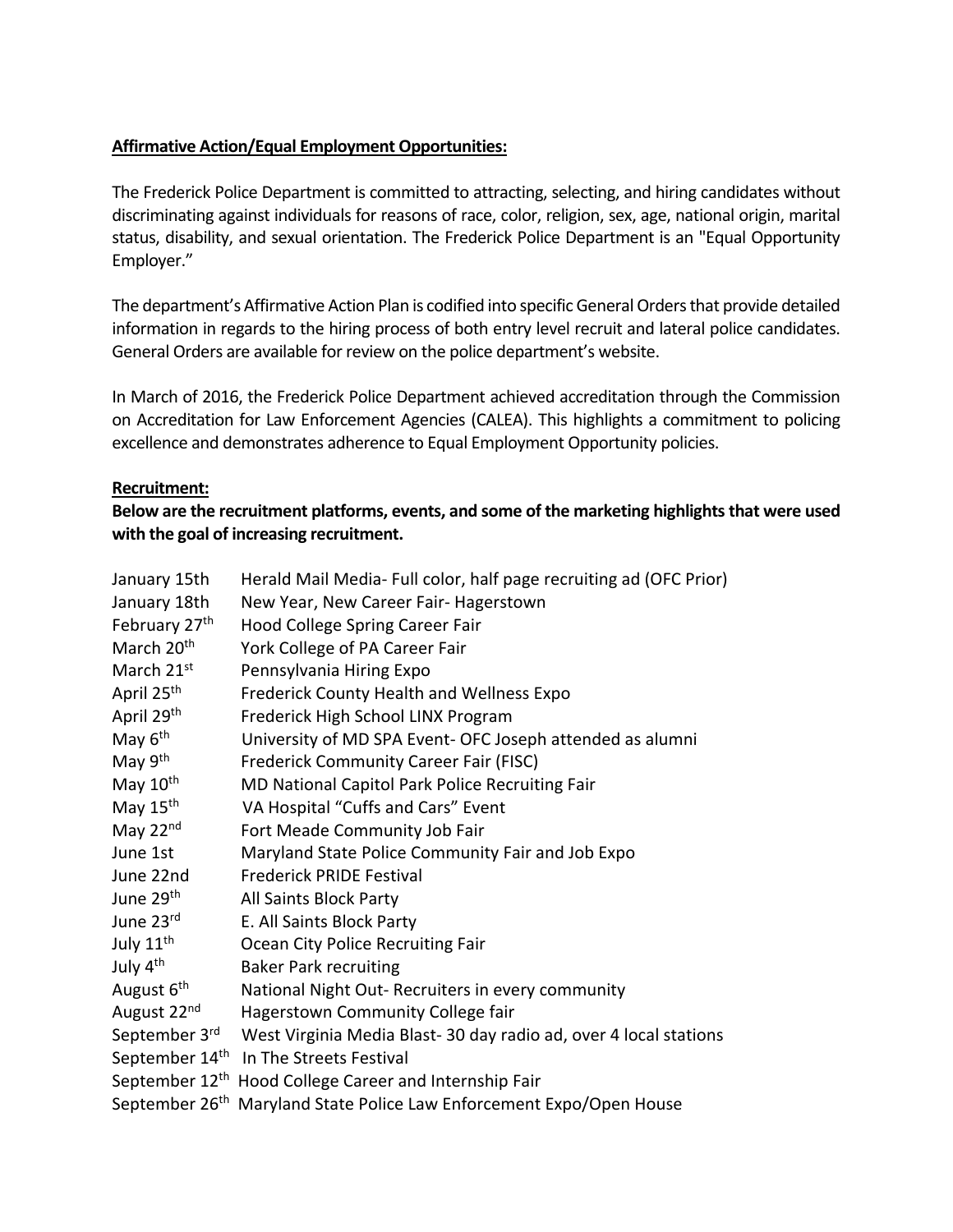**Affirmative Action/Equal Employment Opportunities:**

The Frederick Police Department is committed to attracting, selecting, and hiring candidates without discriminating against individuals for reasons of race, color, religion, sex, age, national origin, marital status, disability, and sexual orientation. The Frederick Police Department is an "Equal Opportunity Employer."

The department's Affirmative Action Plan is codified into specific General Orders that provide detailed information in regards to the hiring process of both entry level recruit and lateral police candidates. General Orders are available for review on the police department's website.

In March of 2016, the Frederick Police Department achieved accreditation through the Commission on Accreditation for Law Enforcement Agencies (CALEA). This highlights a commitment to policing excellence and demonstrates adherence to Equal Employment Opportunity policies.

**Recruitment:**

**Below are the recruitment platforms, events, and some of the marketing highlights that were used with the goal of increasing recruitment.**

| | |
|---|---|
| January 15th | Herald Mail Media- Full color, half page recruiting ad (OFC Prior) |
| January 18th | New Year, New Career Fair- Hagerstown |
| February 27th | Hood College Spring Career Fair |
| March 20th | York College of PA Career Fair |
| March 21st | Pennsylvania Hiring Expo |
| April 25th | Frederick County Health and Wellness Expo |
| April 29th | Frederick High School LINX Program |
| May 6th | University of MD SPA Event- OFC Joseph attended as alumni |
| May 9th | Frederick Community Career Fair (FISC) |
| May 10th | MD National Capitol Park Police Recruiting Fair |
| May 15th | VA Hospital "Cuffs and Cars" Event |
| May 22nd | Fort Meade Community Job Fair |
| June 1st | Maryland State Police Community Fair and Job Expo |
| June 22nd | Frederick PRIDE Festival |
| June 29th | All Saints Block Party |
| June 23rd | E. All Saints Block Party |
| July 11th | Ocean City Police Recruiting Fair |
| July 4th | Baker Park recruiting |
| August 6th | National Night Out- Recruiters in every community |
| August 22nd | Hagerstown Community College fair |
| September 3rd | West Virginia Media Blast- 30 day radio ad, over 4 local stations |
| September 14th | In The Streets Festival |
| September 12th | Hood College Career and Internship Fair |
| September 26th | Maryland State Police Law Enforcement Expo/Open House |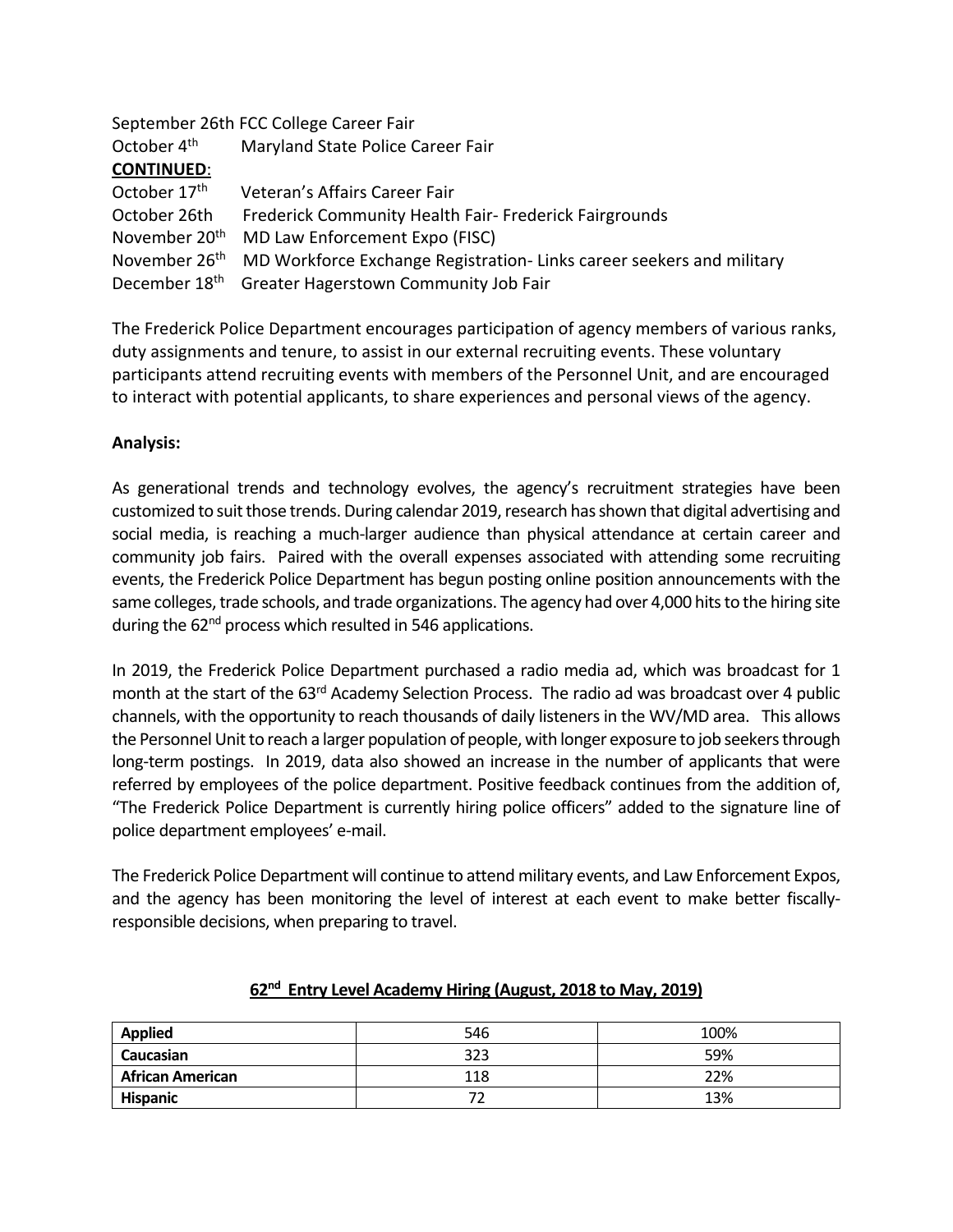September 26th FCC College Career Fair
October 4th Maryland State Police Career Fair
**CONTINUED**:
October 17th Veteran's Affairs Career Fair
October 26th Frederick Community Health Fair- Frederick Fairgrounds
November 20th MD Law Enforcement Expo (FISC)
November 26th MD Workforce Exchange Registration- Links career seekers and military
December 18th Greater Hagerstown Community Job Fair

The Frederick Police Department encourages participation of agency members of various ranks, duty assignments and tenure, to assist in our external recruiting events. These voluntary participants attend recruiting events with members of the Personnel Unit, and are encouraged to interact with potential applicants, to share experiences and personal views of the agency.

**Analysis:**

As generational trends and technology evolves, the agency's recruitment strategies have been customized to suit those trends. During calendar 2019, research has shown that digital advertising and social media, is reaching a much-larger audience than physical attendance at certain career and community job fairs. Paired with the overall expenses associated with attending some recruiting events, the Frederick Police Department has begun posting online position announcements with the same colleges, trade schools, and trade organizations. The agency had over 4,000 hits to the hiring site during the 62nd process which resulted in 546 applications.

In 2019, the Frederick Police Department purchased a radio media ad, which was broadcast for 1 month at the start of the 63rd Academy Selection Process. The radio ad was broadcast over 4 public channels, with the opportunity to reach thousands of daily listeners in the WV/MD area. This allows the Personnel Unit to reach a larger population of people, with longer exposure to job seekers through long-term postings. In 2019, data also showed an increase in the number of applicants that were referred by employees of the police department. Positive feedback continues from the addition of, "The Frederick Police Department is currently hiring police officers" added to the signature line of police department employees' e-mail.

The Frederick Police Department will continue to attend military events, and Law Enforcement Expos, and the agency has been monitoring the level of interest at each event to make better fiscally-responsible decisions, when preparing to travel.

**62nd Entry Level Academy Hiring (August, 2018 to May, 2019)**

| | | |
|---|---|---|
| **Applied** | 546 | 100% |
| **Caucasian** | 323 | 59% |
| **African American** | 118 | 22% |
| **Hispanic** | 72 | 13% |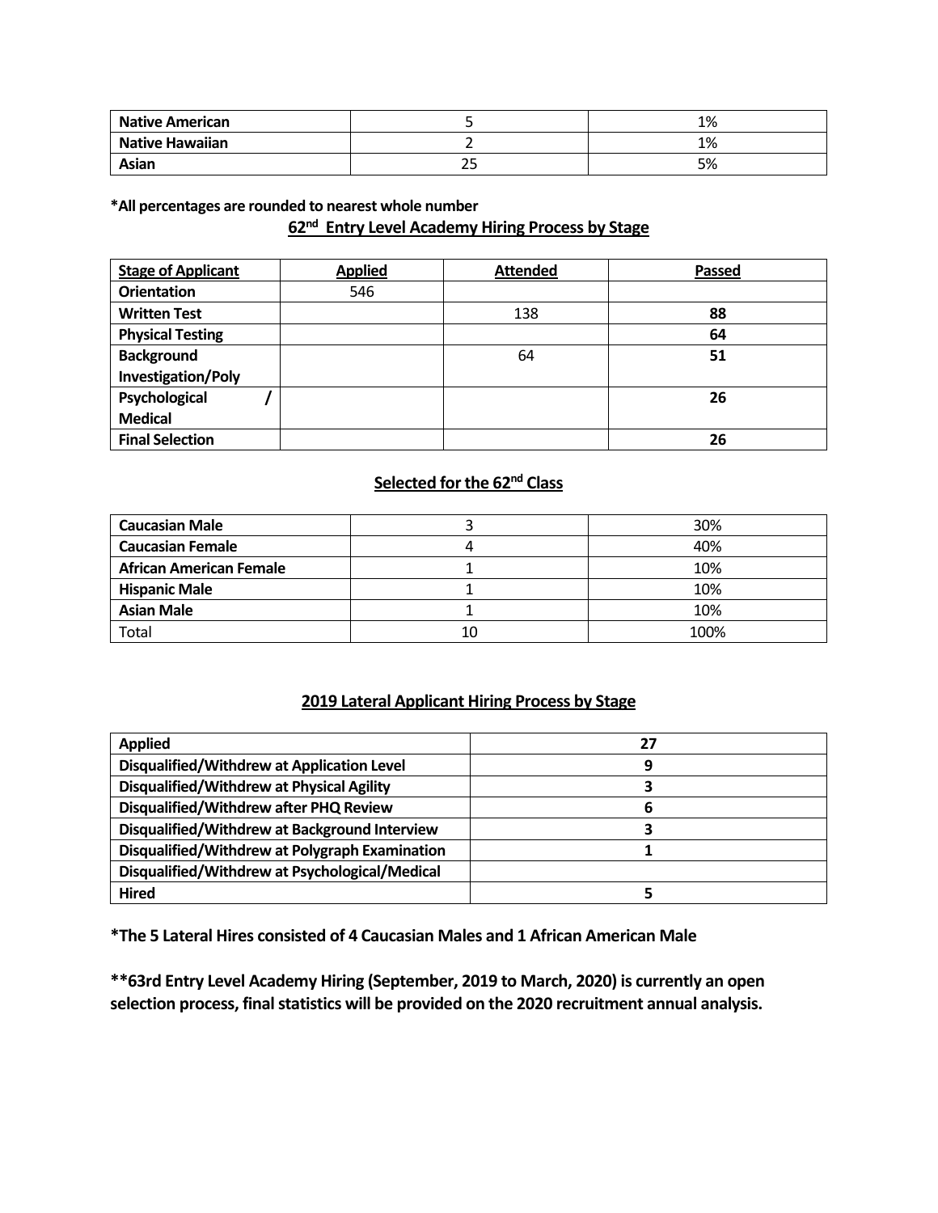| **Native American** | 5 | 1% |
|---|---|---|
| **Native Hawaiian** | 2 | 1% |
| **Asian** | 25 | 5% |

**\*All percentages are rounded to nearest whole number**

## 62nd Entry Level Academy Hiring Process by Stage

| Stage of Applicant | Applied | Attended | Passed |
|---|---|---|---|
| **Orientation** | 546 | | |
| **Written Test** | | 138 | **88** |
| **Physical Testing** | | | **64** |
| **Background Investigation/Poly** | | 64 | **51** |
| **Psychological / Medical** | | | **26** |
| **Final Selection** | | | **26** |

## Selected for the 62nd Class

| **Caucasian Male** | 3 | 30% |
|---|---|---|
| **Caucasian Female** | 4 | 40% |
| **African American Female** | 1 | 10% |
| **Hispanic Male** | 1 | 10% |
| **Asian Male** | 1 | 10% |
| Total | 10 | 100% |

## 2019 Lateral Applicant Hiring Process by Stage

| **Applied** | **27** |
|---|---|
| **Disqualified/Withdrew at Application Level** | **9** |
| **Disqualified/Withdrew at Physical Agility** | **3** |
| **Disqualified/Withdrew after PHQ Review** | **6** |
| **Disqualified/Withdrew at Background Interview** | **3** |
| **Disqualified/Withdrew at Polygraph Examination** | **1** |
| **Disqualified/Withdrew at Psychological/Medical** | |
| **Hired** | **5** |

**\*The 5 Lateral Hires consisted of 4 Caucasian Males and 1 African American Male**

**\*\*63rd Entry Level Academy Hiring (September, 2019 to March, 2020) is currently an open selection process, final statistics will be provided on the 2020 recruitment annual analysis.**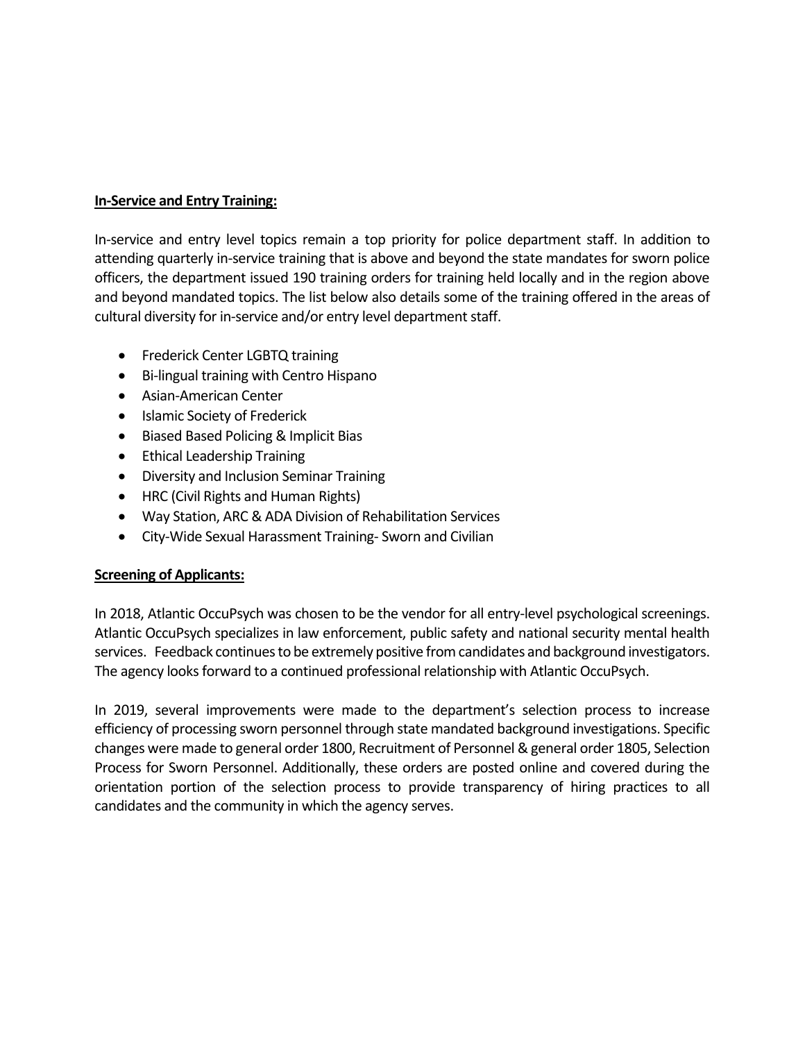**In-Service and Entry Training:**

In-service and entry level topics remain a top priority for police department staff. In addition to attending quarterly in-service training that is above and beyond the state mandates for sworn police officers, the department issued 190 training orders for training held locally and in the region above and beyond mandated topics. The list below also details some of the training offered in the areas of cultural diversity for in-service and/or entry level department staff.

- Frederick Center LGBTQ training
- Bi-lingual training with Centro Hispano
- Asian-American Center
- Islamic Society of Frederick
- Biased Based Policing & Implicit Bias
- Ethical Leadership Training
- Diversity and Inclusion Seminar Training
- HRC (Civil Rights and Human Rights)
- Way Station, ARC & ADA Division of Rehabilitation Services
- City-Wide Sexual Harassment Training- Sworn and Civilian

**Screening of Applicants:**

In 2018, Atlantic OccuPsych was chosen to be the vendor for all entry-level psychological screenings. Atlantic OccuPsych specializes in law enforcement, public safety and national security mental health services. Feedback continues to be extremely positive from candidates and background investigators. The agency looks forward to a continued professional relationship with Atlantic OccuPsych.

In 2019, several improvements were made to the department's selection process to increase efficiency of processing sworn personnel through state mandated background investigations. Specific changes were made to general order 1800, Recruitment of Personnel & general order 1805, Selection Process for Sworn Personnel. Additionally, these orders are posted online and covered during the orientation portion of the selection process to provide transparency of hiring practices to all candidates and the community in which the agency serves.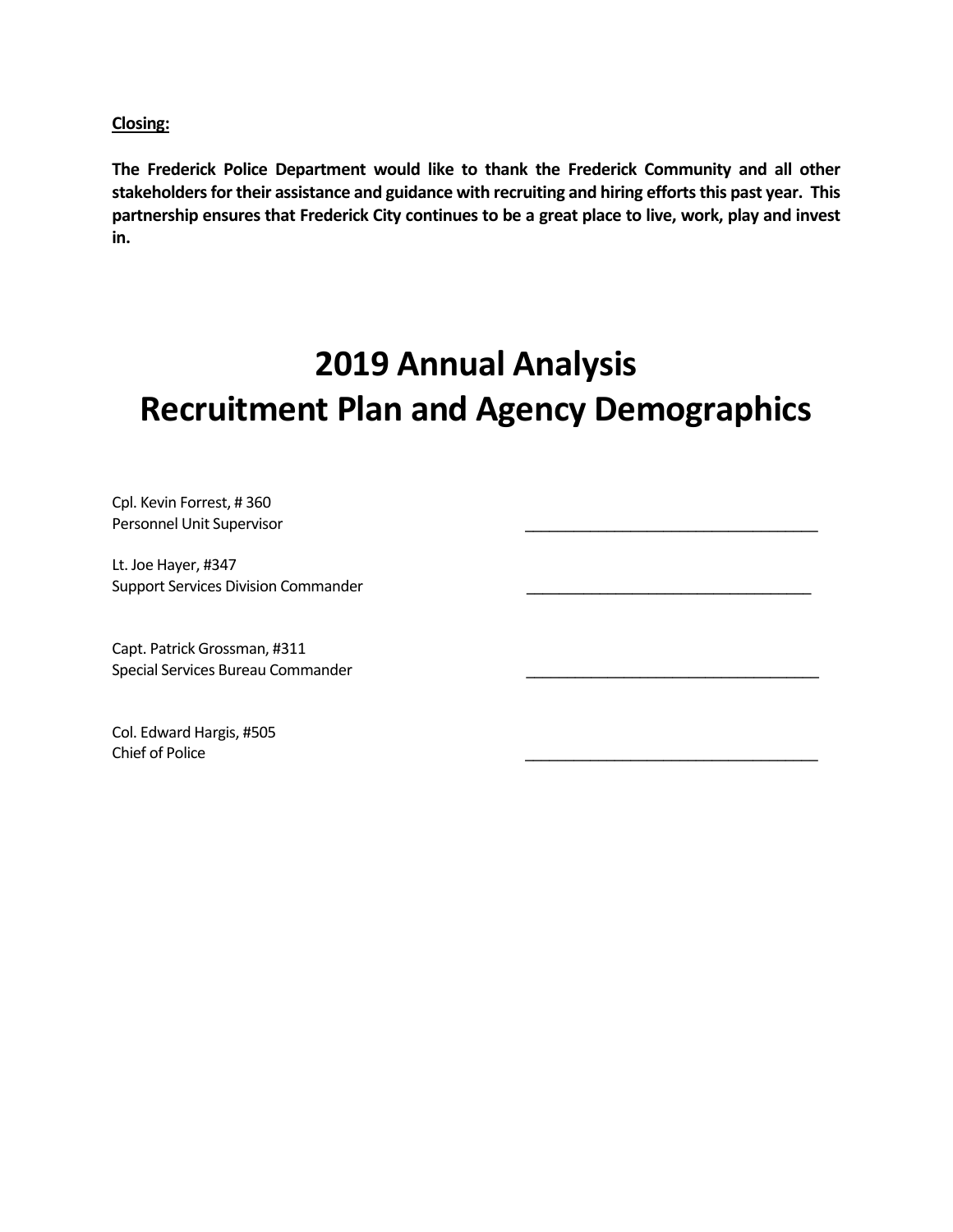**<u>Closing:</u>**

**The Frederick Police Department would like to thank the Frederick Community and all other stakeholders for their assistance and guidance with recruiting and hiring efforts this past year. This partnership ensures that Frederick City continues to be a great place to live, work, play and invest in.**

# 2019 Annual Analysis
# Recruitment Plan and Agency Demographics

Cpl. Kevin Forrest, # 360
Personnel Unit Supervisor ___________________________________

Lt. Joe Hayer, #347
Support Services Division Commander ___________________________________

Capt. Patrick Grossman, #311
Special Services Bureau Commander ___________________________________

Col. Edward Hargis, #505
Chief of Police ___________________________________